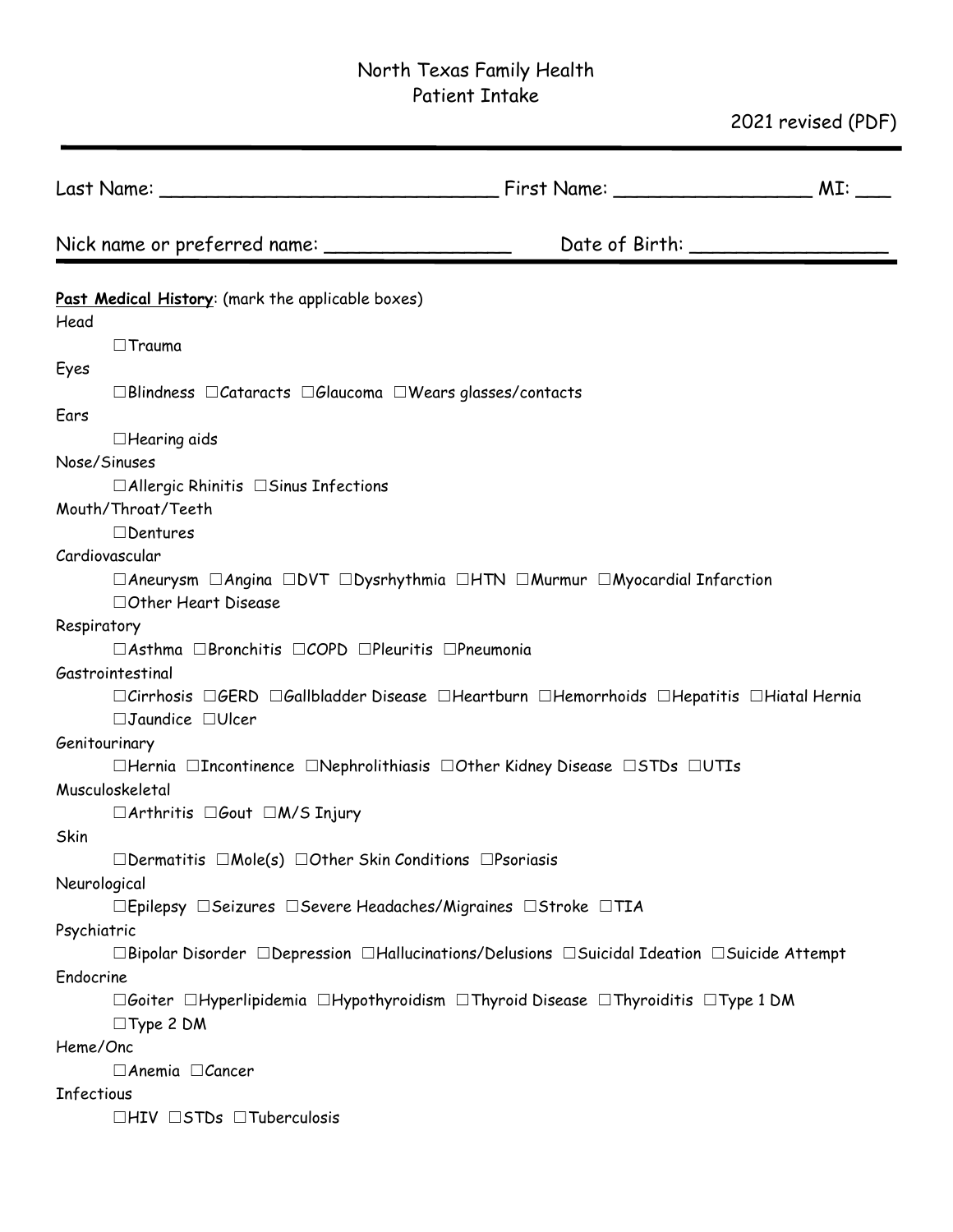# North Texas Family Health
## Patient Intake

2021 revised (PDF)

---

Last Name: ______________________________ First Name: _________________ MI: ___

Nick name or preferred name: ________________ Date of Birth: _________________

---

**Past Medical History**: (mark the applicable boxes)

Head

☐Trauma

Eyes

☐Blindness ☐Cataracts ☐Glaucoma ☐Wears glasses/contacts

Ears

☐Hearing aids

Nose/Sinuses

☐Allergic Rhinitis ☐Sinus Infections

Mouth/Throat/Teeth

☐Dentures

Cardiovascular

☐Aneurysm ☐Angina ☐DVT ☐Dysrhythmia ☐HTN ☐Murmur ☐Myocardial Infarction ☐Other Heart Disease

Respiratory

☐Asthma ☐Bronchitis ☐COPD ☐Pleuritis ☐Pneumonia

Gastrointestinal

☐Cirrhosis ☐GERD ☐Gallbladder Disease ☐Heartburn ☐Hemorrhoids ☐Hepatitis ☐Hiatal Hernia ☐Jaundice ☐Ulcer

Genitourinary

☐Hernia ☐Incontinence ☐Nephrolithiasis ☐Other Kidney Disease ☐STDs ☐UTIs

Musculoskeletal

☐Arthritis ☐Gout ☐M/S Injury

Skin

☐Dermatitis ☐Mole(s) ☐Other Skin Conditions ☐Psoriasis

Neurological

☐Epilepsy ☐Seizures ☐Severe Headaches/Migraines ☐Stroke ☐TIA

Psychiatric

☐Bipolar Disorder ☐Depression ☐Hallucinations/Delusions ☐Suicidal Ideation ☐Suicide Attempt

Endocrine

☐Goiter ☐Hyperlipidemia ☐Hypothyroidism ☐Thyroid Disease ☐Thyroiditis ☐Type 1 DM ☐Type 2 DM

Heme/Onc

☐Anemia ☐Cancer

Infectious

☐HIV ☐STDs ☐Tuberculosis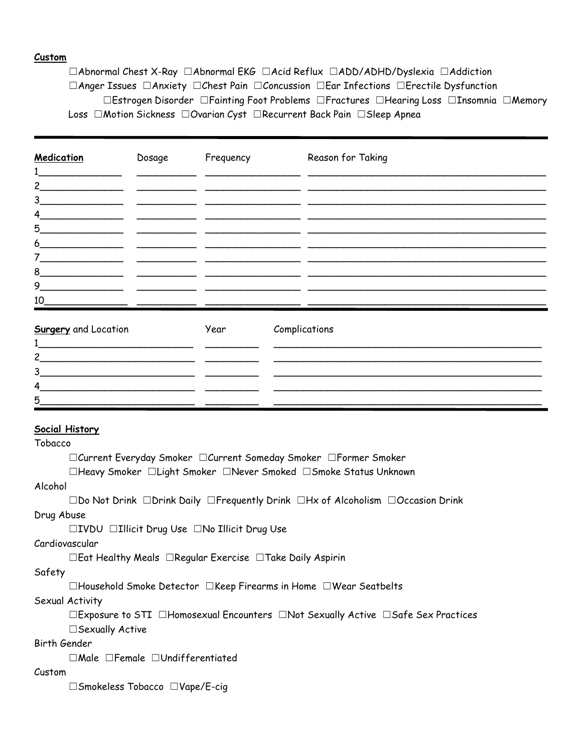**Custom**

☐Abnormal Chest X-Ray ☐Abnormal EKG ☐Acid Reflux ☐ADD/ADHD/Dyslexia ☐Addiction ☐Anger Issues ☐Anxiety ☐Chest Pain ☐Concussion ☐Ear Infections ☐Erectile Dysfunction ☐Estrogen Disorder ☐Fainting Foot Problems ☐Fractures ☐Hearing Loss ☐Insomnia ☐Memory Loss ☐Motion Sickness ☐Ovarian Cyst ☐Recurrent Back Pain ☐Sleep Apnea

---

| **Medication** | Dosage | Frequency | Reason for Taking |
|---|---|---|---|
| 1 | | | |
| 2 | | | |
| 3 | | | |
| 4 | | | |
| 5 | | | |
| 6 | | | |
| 7 | | | |
| 8 | | | |
| 9 | | | |
| 10 | | | |

---

| **Surgery** and Location | Year | Complications |
|---|---|---|
| 1 | | |
| 2 | | |
| 3 | | |
| 4 | | |
| 5 | | |

---

**Social History**

Tobacco

☐Current Everyday Smoker ☐Current Someday Smoker ☐Former Smoker
☐Heavy Smoker ☐Light Smoker ☐Never Smoked ☐Smoke Status Unknown

Alcohol

☐Do Not Drink ☐Drink Daily ☐Frequently Drink ☐Hx of Alcoholism ☐Occasion Drink

Drug Abuse

☐IVDU ☐Illicit Drug Use ☐No Illicit Drug Use

Cardiovascular

☐Eat Healthy Meals ☐Regular Exercise ☐Take Daily Aspirin

Safety

☐Household Smoke Detector ☐Keep Firearms in Home ☐Wear Seatbelts

Sexual Activity

☐Exposure to STI ☐Homosexual Encounters ☐Not Sexually Active ☐Safe Sex Practices
☐Sexually Active

Birth Gender

☐Male ☐Female ☐Undifferentiated

Custom

☐Smokeless Tobacco ☐Vape/E-cig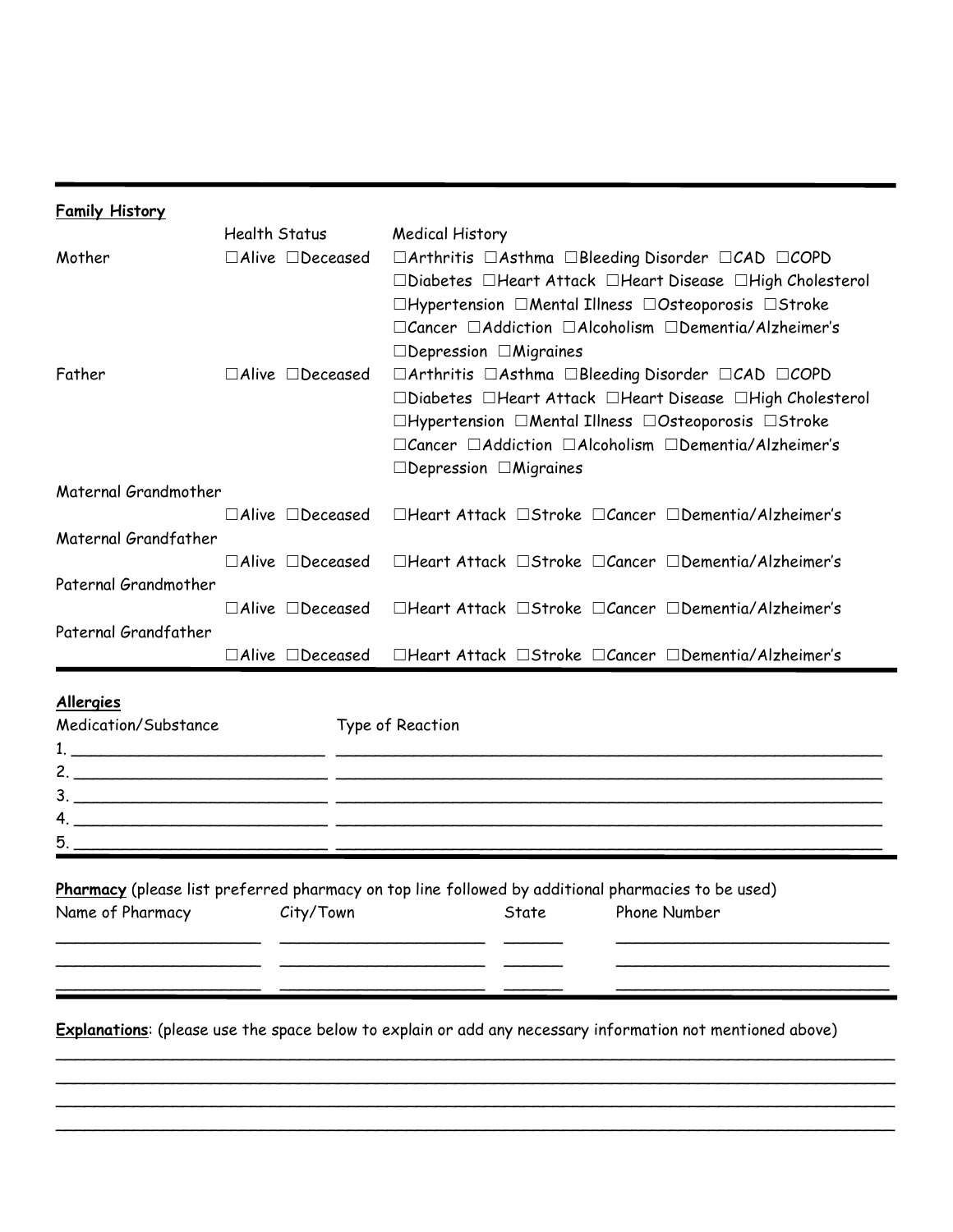**Family History**

| | Health Status | Medical History |
|---|---|---|
| Mother | ☐Alive ☐Deceased | ☐Arthritis ☐Asthma ☐Bleeding Disorder ☐CAD ☐COPD ☐Diabetes ☐Heart Attack ☐Heart Disease ☐High Cholesterol ☐Hypertension ☐Mental Illness ☐Osteoporosis ☐Stroke ☐Cancer ☐Addiction ☐Alcoholism ☐Dementia/Alzheimer's ☐Depression ☐Migraines |
| Father | ☐Alive ☐Deceased | ☐Arthritis ☐Asthma ☐Bleeding Disorder ☐CAD ☐COPD ☐Diabetes ☐Heart Attack ☐Heart Disease ☐High Cholesterol ☐Hypertension ☐Mental Illness ☐Osteoporosis ☐Stroke ☐Cancer ☐Addiction ☐Alcoholism ☐Dementia/Alzheimer's ☐Depression ☐Migraines |
| Maternal Grandmother | ☐Alive ☐Deceased | ☐Heart Attack ☐Stroke ☐Cancer ☐Dementia/Alzheimer's |
| Maternal Grandfather | ☐Alive ☐Deceased | ☐Heart Attack ☐Stroke ☐Cancer ☐Dementia/Alzheimer's |
| Paternal Grandmother | ☐Alive ☐Deceased | ☐Heart Attack ☐Stroke ☐Cancer ☐Dementia/Alzheimer's |
| Paternal Grandfather | ☐Alive ☐Deceased | ☐Heart Attack ☐Stroke ☐Cancer ☐Dementia/Alzheimer's |

**Allergies**

| Medication/Substance | Type of Reaction |
|---|---|
| 1. ______________________ | ______________________________________________ |
| 2. ______________________ | ______________________________________________ |
| 3. ______________________ | ______________________________________________ |
| 4. ______________________ | ______________________________________________ |
| 5. ______________________ | ______________________________________________ |

**Pharmacy** (please list preferred pharmacy on top line followed by additional pharmacies to be used)

| Name of Pharmacy | City/Town | State | Phone Number |
|---|---|---|---|
| __________________ | __________________ | ______ | ______________________ |
| __________________ | __________________ | ______ | ______________________ |
| __________________ | __________________ | ______ | ______________________ |

**Explanations**: (please use the space below to explain or add any necessary information not mentioned above)

______________________________________________________________________________

______________________________________________________________________________

______________________________________________________________________________

______________________________________________________________________________